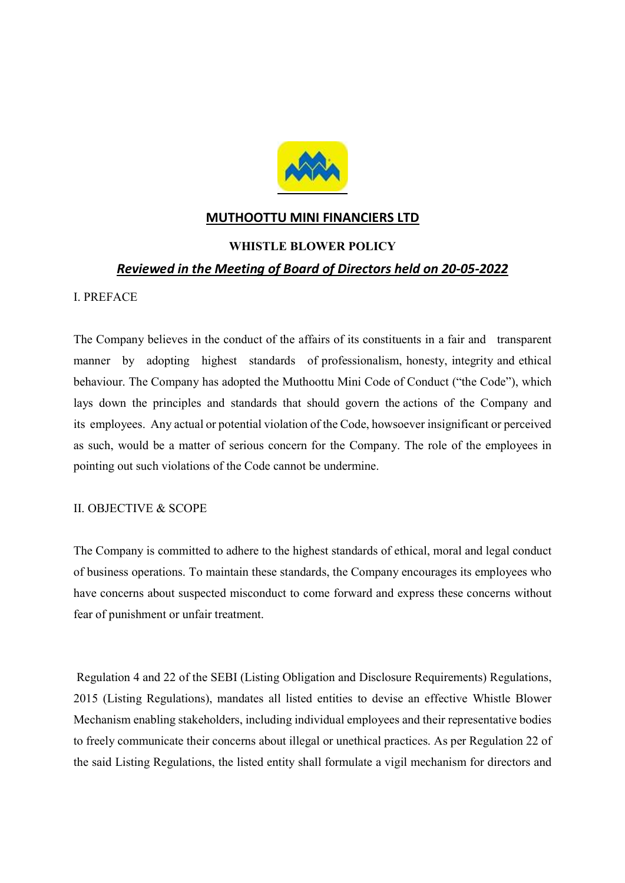# MUTHOOTTU MINI FINANCIERS LTD

## WHISTLE BLOWER POLICY

***Reviewed in the Meeting of Board of Directors held on 20-05-2022***

I. PREFACE

The Company believes in the conduct of the affairs of its constituents in a fair and transparent manner by adopting highest standards of professionalism, honesty, integrity and ethical behaviour. The Company has adopted the Muthoottu Mini Code of Conduct ("the Code"), which lays down the principles and standards that should govern the actions of the Company and its employees. Any actual or potential violation of the Code, howsoever insignificant or perceived as such, would be a matter of serious concern for the Company. The role of the employees in pointing out such violations of the Code cannot be undermine.

II. OBJECTIVE & SCOPE

The Company is committed to adhere to the highest standards of ethical, moral and legal conduct of business operations. To maintain these standards, the Company encourages its employees who have concerns about suspected misconduct to come forward and express these concerns without fear of punishment or unfair treatment.

Regulation 4 and 22 of the SEBI (Listing Obligation and Disclosure Requirements) Regulations, 2015 (Listing Regulations), mandates all listed entities to devise an effective Whistle Blower Mechanism enabling stakeholders, including individual employees and their representative bodies to freely communicate their concerns about illegal or unethical practices. As per Regulation 22 of the said Listing Regulations, the listed entity shall formulate a vigil mechanism for directors and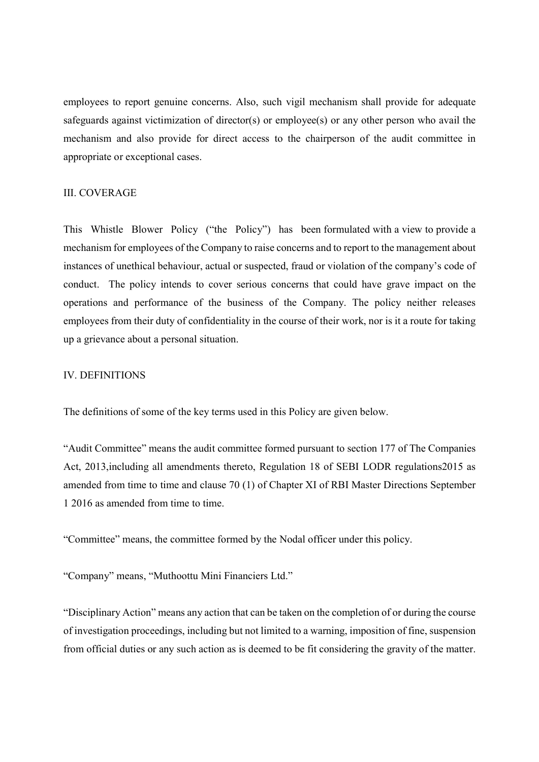employees to report genuine concerns. Also, such vigil mechanism shall provide for adequate safeguards against victimization of director(s) or employee(s) or any other person who avail the mechanism and also provide for direct access to the chairperson of the audit committee in appropriate or exceptional cases.

## III. COVERAGE

This Whistle Blower Policy ("the Policy") has been formulated with a view to provide a mechanism for employees of the Company to raise concerns and to report to the management about instances of unethical behaviour, actual or suspected, fraud or violation of the company's code of conduct. The policy intends to cover serious concerns that could have grave impact on the operations and performance of the business of the Company. The policy neither releases employees from their duty of confidentiality in the course of their work, nor is it a route for taking up a grievance about a personal situation.

## IV. DEFINITIONS

The definitions of some of the key terms used in this Policy are given below.

"Audit Committee" means the audit committee formed pursuant to section 177 of The Companies Act, 2013,including all amendments thereto, Regulation 18 of SEBI LODR regulations2015 as amended from time to time and clause 70 (1) of Chapter XI of RBI Master Directions September 1 2016 as amended from time to time.

"Committee" means, the committee formed by the Nodal officer under this policy.

"Company" means, "Muthoottu Mini Financiers Ltd."

"Disciplinary Action" means any action that can be taken on the completion of or during the course of investigation proceedings, including but not limited to a warning, imposition of fine, suspension from official duties or any such action as is deemed to be fit considering the gravity of the matter.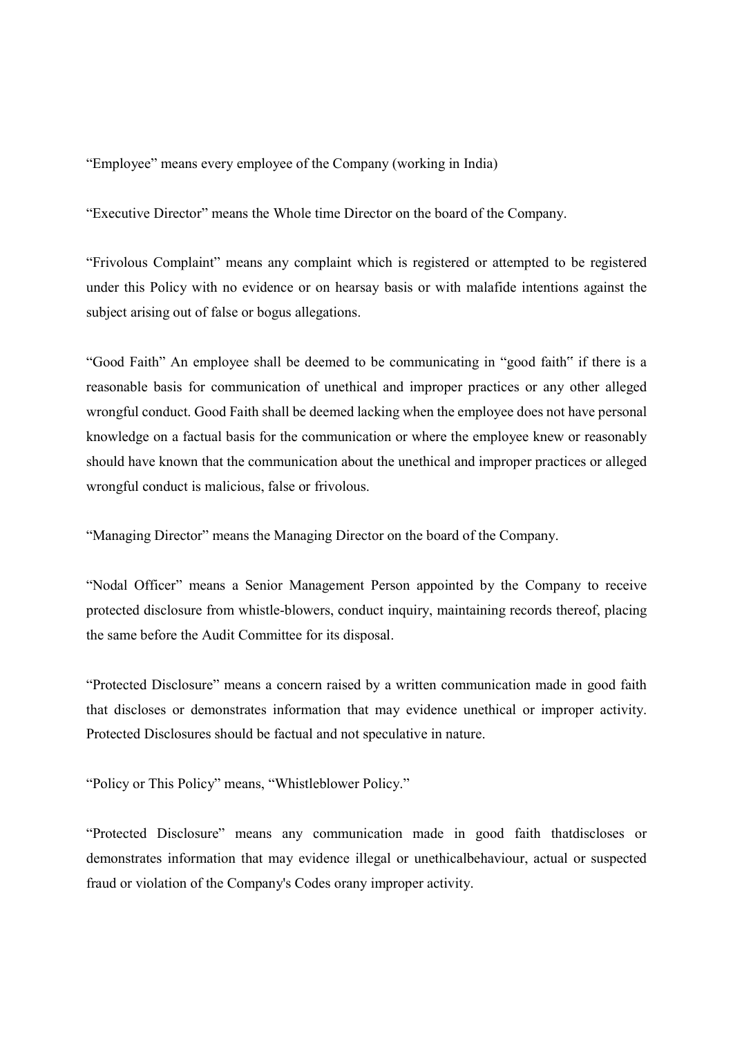“Employee” means every employee of the Company (working in India)

“Executive Director” means the Whole time Director on the board of the Company.

“Frivolous Complaint” means any complaint which is registered or attempted to be registered under this Policy with no evidence or on hearsay basis or with malafide intentions against the subject arising out of false or bogus allegations.

“Good Faith” An employee shall be deemed to be communicating in “good faith" if there is a reasonable basis for communication of unethical and improper practices or any other alleged wrongful conduct. Good Faith shall be deemed lacking when the employee does not have personal knowledge on a factual basis for the communication or where the employee knew or reasonably should have known that the communication about the unethical and improper practices or alleged wrongful conduct is malicious, false or frivolous.

“Managing Director” means the Managing Director on the board of the Company.

“Nodal Officer” means a Senior Management Person appointed by the Company to receive protected disclosure from whistle-blowers, conduct inquiry, maintaining records thereof, placing the same before the Audit Committee for its disposal.

“Protected Disclosure” means a concern raised by a written communication made in good faith that discloses or demonstrates information that may evidence unethical or improper activity. Protected Disclosures should be factual and not speculative in nature.

“Policy or This Policy” means, “Whistleblower Policy.”

“Protected Disclosure” means any communication made in good faith thatdiscloses or demonstrates information that may evidence illegal or unethicalbehaviour, actual or suspected fraud or violation of the Company's Codes orany improper activity.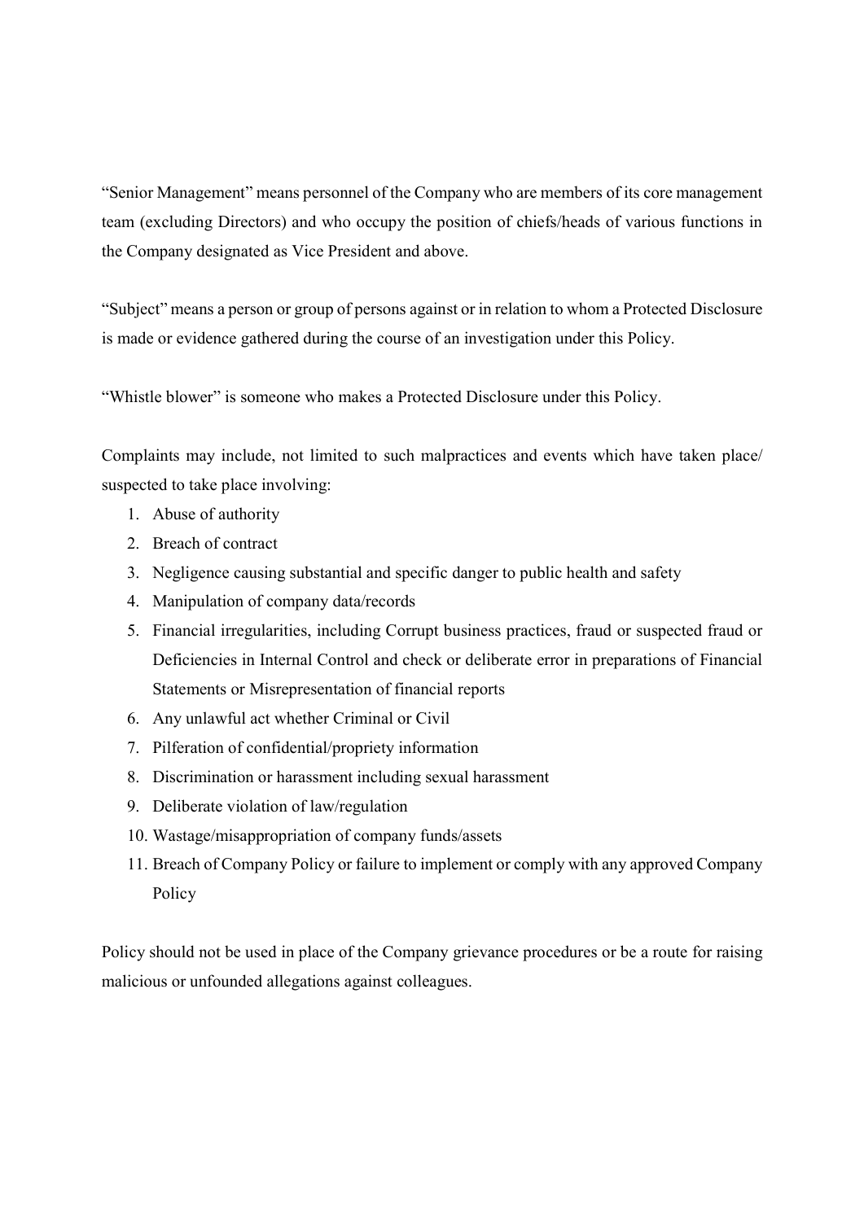"Senior Management" means personnel of the Company who are members of its core management team (excluding Directors) and who occupy the position of chiefs/heads of various functions in the Company designated as Vice President and above.

"Subject" means a person or group of persons against or in relation to whom a Protected Disclosure is made or evidence gathered during the course of an investigation under this Policy.

"Whistle blower" is someone who makes a Protected Disclosure under this Policy.

Complaints may include, not limited to such malpractices and events which have taken place/ suspected to take place involving:

1. Abuse of authority
2. Breach of contract
3. Negligence causing substantial and specific danger to public health and safety
4. Manipulation of company data/records
5. Financial irregularities, including Corrupt business practices, fraud or suspected fraud or Deficiencies in Internal Control and check or deliberate error in preparations of Financial Statements or Misrepresentation of financial reports
6. Any unlawful act whether Criminal or Civil
7. Pilferation of confidential/propriety information
8. Discrimination or harassment including sexual harassment
9. Deliberate violation of law/regulation
10. Wastage/misappropriation of company funds/assets
11. Breach of Company Policy or failure to implement or comply with any approved Company Policy

Policy should not be used in place of the Company grievance procedures or be a route for raising malicious or unfounded allegations against colleagues.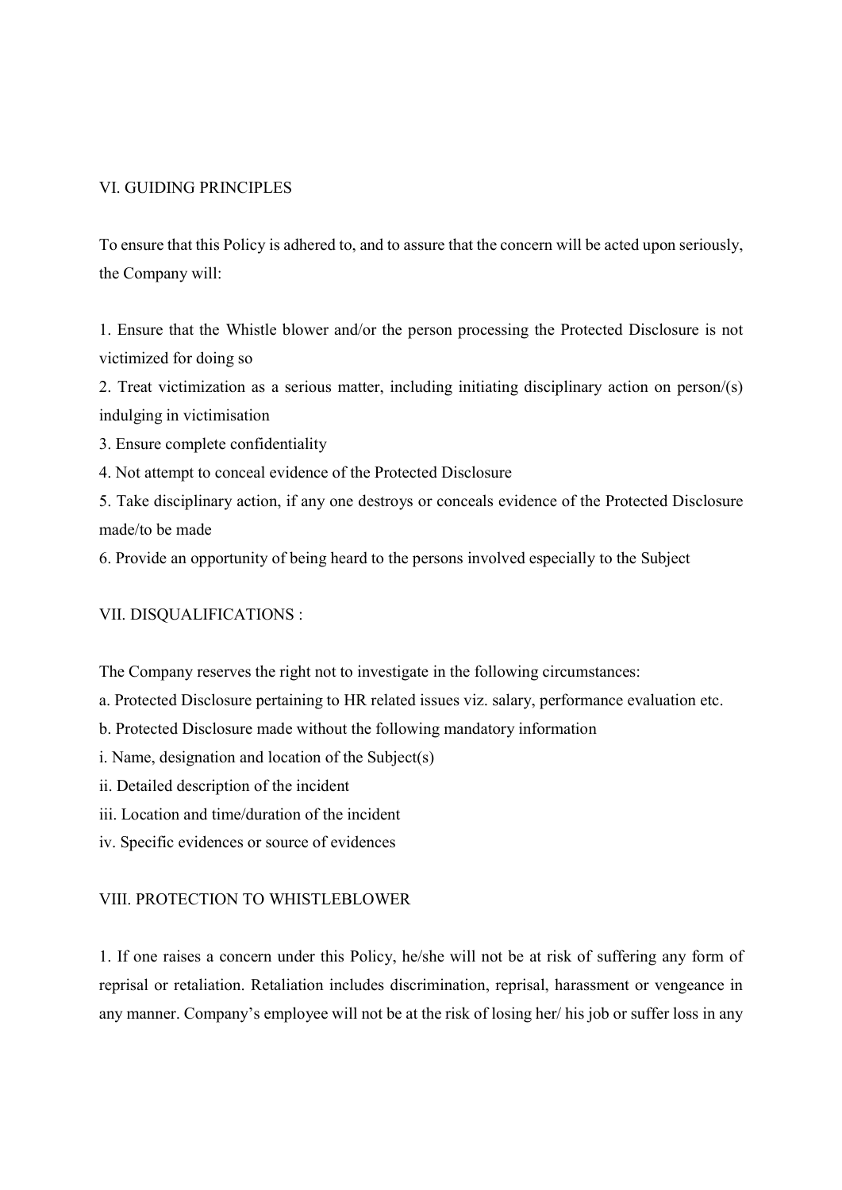## VI. GUIDING PRINCIPLES

To ensure that this Policy is adhered to, and to assure that the concern will be acted upon seriously, the Company will:

1. Ensure that the Whistle blower and/or the person processing the Protected Disclosure is not victimized for doing so
2. Treat victimization as a serious matter, including initiating disciplinary action on person/(s) indulging in victimisation
3. Ensure complete confidentiality
4. Not attempt to conceal evidence of the Protected Disclosure
5. Take disciplinary action, if any one destroys or conceals evidence of the Protected Disclosure made/to be made
6. Provide an opportunity of being heard to the persons involved especially to the Subject

## VII. DISQUALIFICATIONS :

The Company reserves the right not to investigate in the following circumstances:

a. Protected Disclosure pertaining to HR related issues viz. salary, performance evaluation etc.

b. Protected Disclosure made without the following mandatory information

i. Name, designation and location of the Subject(s)

ii. Detailed description of the incident

iii. Location and time/duration of the incident

iv. Specific evidences or source of evidences

## VIII. PROTECTION TO WHISTLEBLOWER

1. If one raises a concern under this Policy, he/she will not be at risk of suffering any form of reprisal or retaliation. Retaliation includes discrimination, reprisal, harassment or vengeance in any manner. Company's employee will not be at the risk of losing her/ his job or suffer loss in any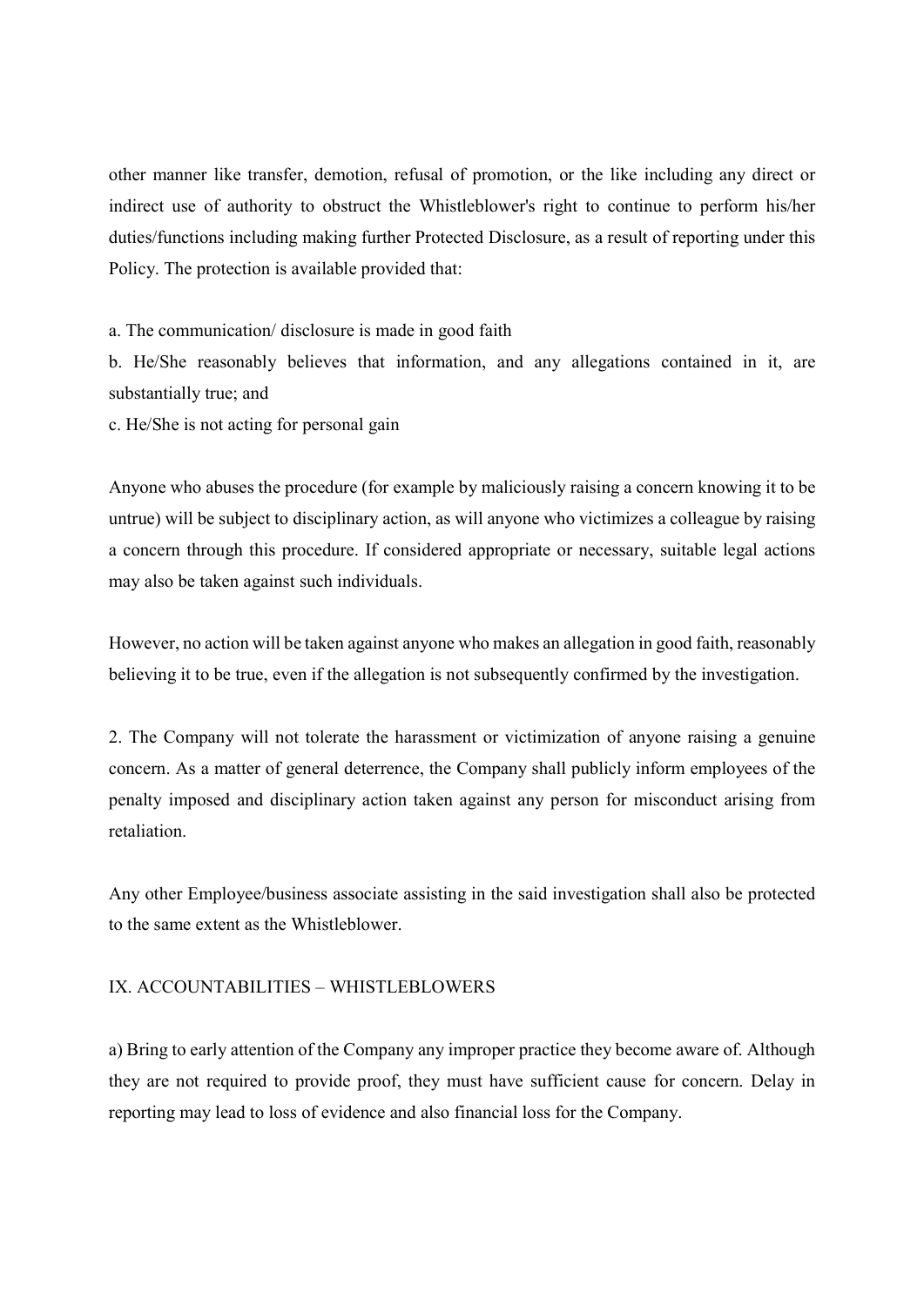other manner like transfer, demotion, refusal of promotion, or the like including any direct or indirect use of authority to obstruct the Whistleblower's right to continue to perform his/her duties/functions including making further Protected Disclosure, as a result of reporting under this Policy. The protection is available provided that:

a. The communication/ disclosure is made in good faith

b. He/She reasonably believes that information, and any allegations contained in it, are substantially true; and

c. He/She is not acting for personal gain

Anyone who abuses the procedure (for example by maliciously raising a concern knowing it to be untrue) will be subject to disciplinary action, as will anyone who victimizes a colleague by raising a concern through this procedure. If considered appropriate or necessary, suitable legal actions may also be taken against such individuals.

However, no action will be taken against anyone who makes an allegation in good faith, reasonably believing it to be true, even if the allegation is not subsequently confirmed by the investigation.

2. The Company will not tolerate the harassment or victimization of anyone raising a genuine concern. As a matter of general deterrence, the Company shall publicly inform employees of the penalty imposed and disciplinary action taken against any person for misconduct arising from retaliation.

Any other Employee/business associate assisting in the said investigation shall also be protected to the same extent as the Whistleblower.

## IX. ACCOUNTABILITIES – WHISTLEBLOWERS

a) Bring to early attention of the Company any improper practice they become aware of. Although they are not required to provide proof, they must have sufficient cause for concern. Delay in reporting may lead to loss of evidence and also financial loss for the Company.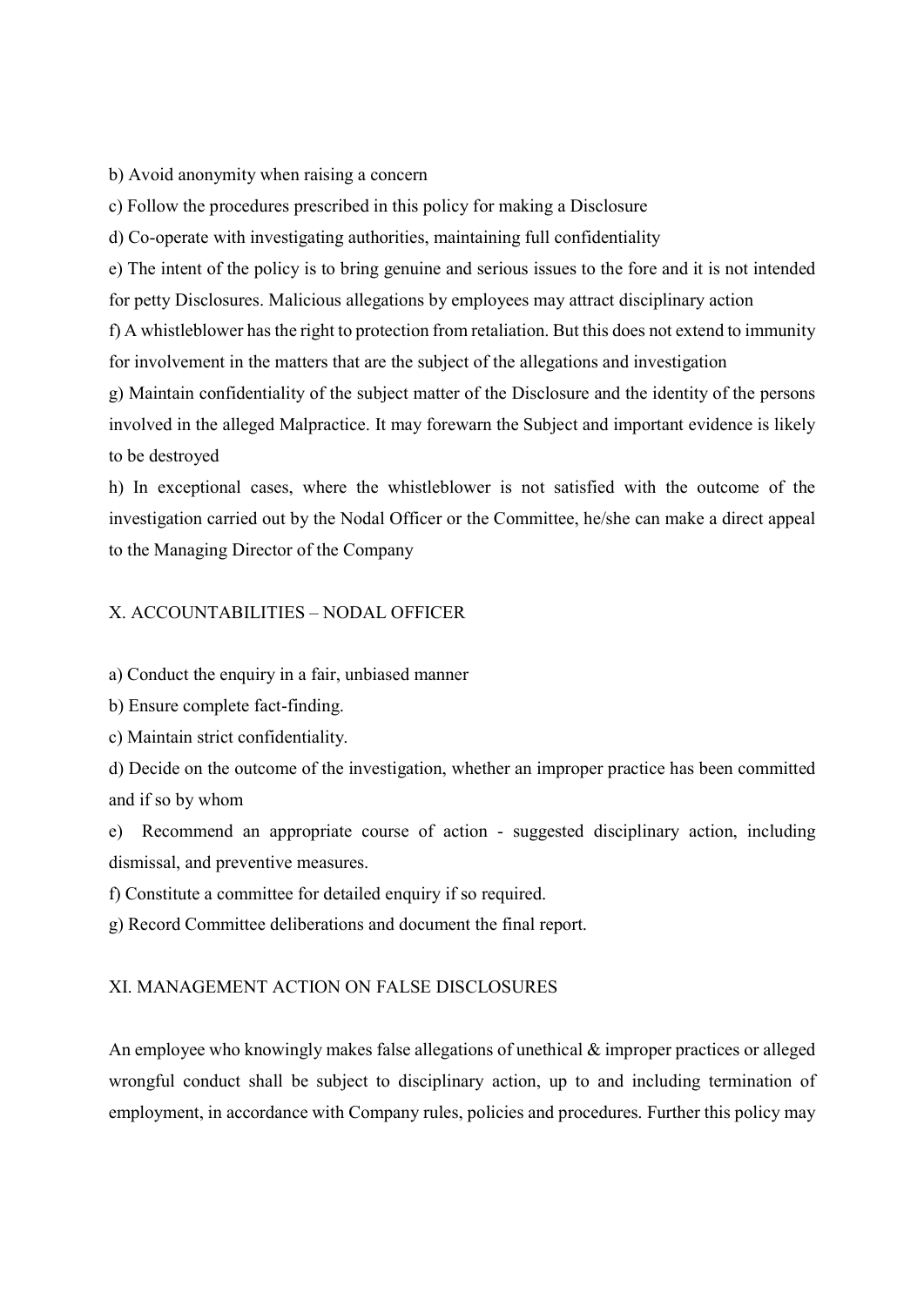b) Avoid anonymity when raising a concern

c) Follow the procedures prescribed in this policy for making a Disclosure

d) Co-operate with investigating authorities, maintaining full confidentiality

e) The intent of the policy is to bring genuine and serious issues to the fore and it is not intended for petty Disclosures. Malicious allegations by employees may attract disciplinary action

f) A whistleblower has the right to protection from retaliation. But this does not extend to immunity for involvement in the matters that are the subject of the allegations and investigation

g) Maintain confidentiality of the subject matter of the Disclosure and the identity of the persons involved in the alleged Malpractice. It may forewarn the Subject and important evidence is likely to be destroyed

h) In exceptional cases, where the whistleblower is not satisfied with the outcome of the investigation carried out by the Nodal Officer or the Committee, he/she can make a direct appeal to the Managing Director of the Company

## X. ACCOUNTABILITIES – NODAL OFFICER

a) Conduct the enquiry in a fair, unbiased manner

b) Ensure complete fact-finding.

c) Maintain strict confidentiality.

d) Decide on the outcome of the investigation, whether an improper practice has been committed and if so by whom

e) Recommend an appropriate course of action - suggested disciplinary action, including dismissal, and preventive measures.

f) Constitute a committee for detailed enquiry if so required.

g) Record Committee deliberations and document the final report.

## XI. MANAGEMENT ACTION ON FALSE DISCLOSURES

An employee who knowingly makes false allegations of unethical & improper practices or alleged wrongful conduct shall be subject to disciplinary action, up to and including termination of employment, in accordance with Company rules, policies and procedures. Further this policy may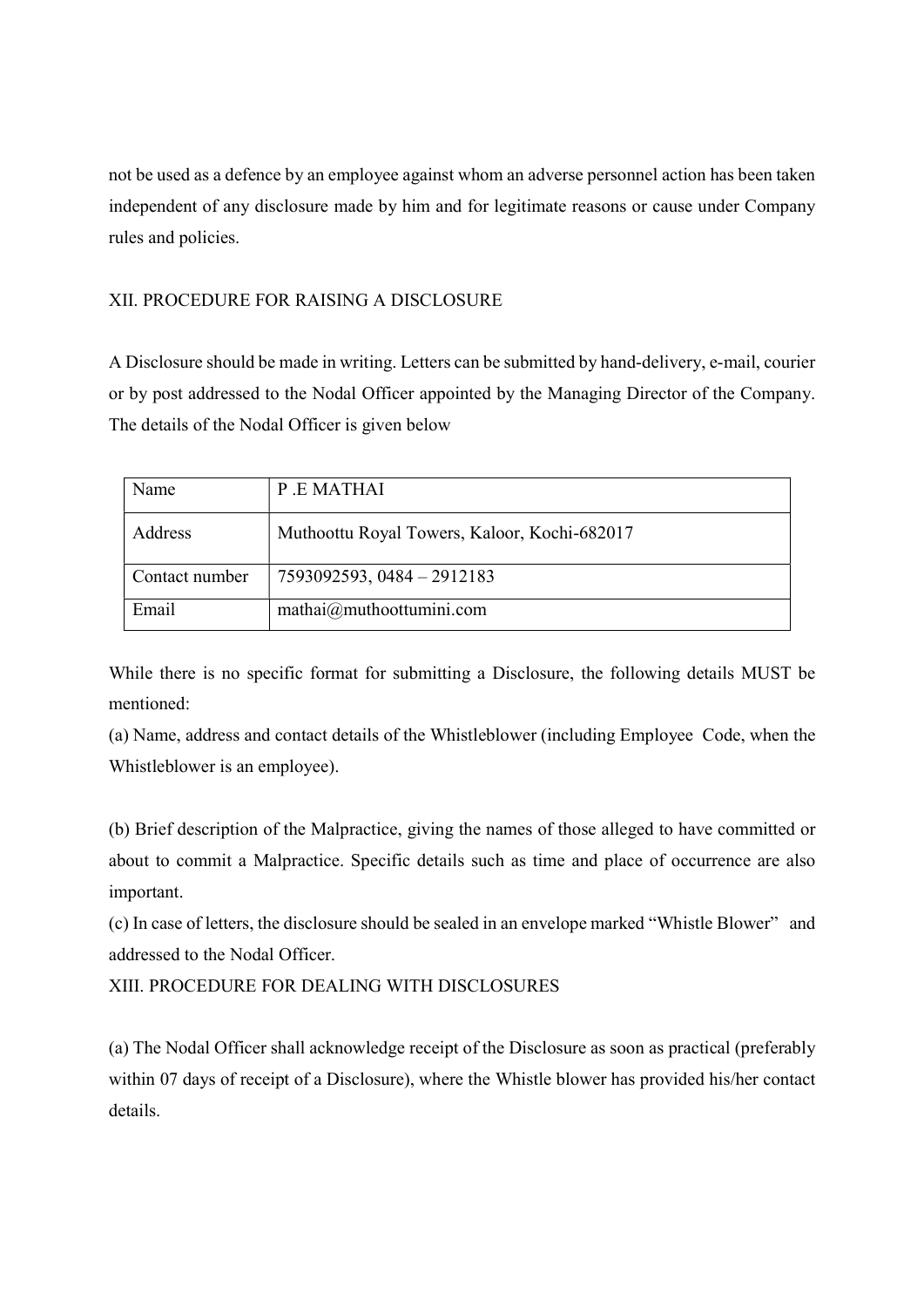not be used as a defence by an employee against whom an adverse personnel action has been taken independent of any disclosure made by him and for legitimate reasons or cause under Company rules and policies.

## XII. PROCEDURE FOR RAISING A DISCLOSURE

A Disclosure should be made in writing. Letters can be submitted by hand-delivery, e-mail, courier or by post addressed to the Nodal Officer appointed by the Managing Director of the Company. The details of the Nodal Officer is given below

| Name | P .E MATHAI |
|---|---|
| Address | Muthoottu Royal Towers, Kaloor, Kochi-682017 |
| Contact number | 7593092593, 0484 – 2912183 |
| Email | mathai@muthoottumini.com |

While there is no specific format for submitting a Disclosure, the following details MUST be mentioned:

(a) Name, address and contact details of the Whistleblower (including Employee Code, when the Whistleblower is an employee).

(b) Brief description of the Malpractice, giving the names of those alleged to have committed or about to commit a Malpractice. Specific details such as time and place of occurrence are also important.

(c) In case of letters, the disclosure should be sealed in an envelope marked "Whistle Blower" and addressed to the Nodal Officer.

## XIII. PROCEDURE FOR DEALING WITH DISCLOSURES

(a) The Nodal Officer shall acknowledge receipt of the Disclosure as soon as practical (preferably within 07 days of receipt of a Disclosure), where the Whistle blower has provided his/her contact details.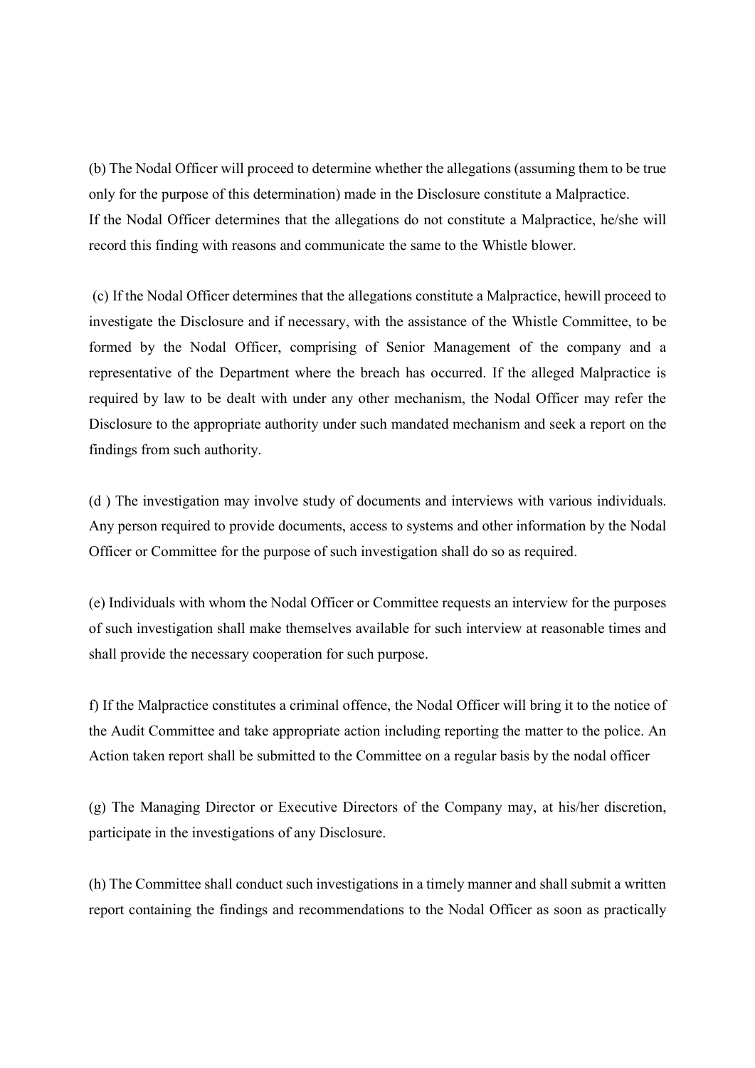(b) The Nodal Officer will proceed to determine whether the allegations (assuming them to be true only for the purpose of this determination) made in the Disclosure constitute a Malpractice. If the Nodal Officer determines that the allegations do not constitute a Malpractice, he/she will record this finding with reasons and communicate the same to the Whistle blower.

(c) If the Nodal Officer determines that the allegations constitute a Malpractice, hewill proceed to investigate the Disclosure and if necessary, with the assistance of the Whistle Committee, to be formed by the Nodal Officer, comprising of Senior Management of the company and a representative of the Department where the breach has occurred. If the alleged Malpractice is required by law to be dealt with under any other mechanism, the Nodal Officer may refer the Disclosure to the appropriate authority under such mandated mechanism and seek a report on the findings from such authority.

(d ) The investigation may involve study of documents and interviews with various individuals. Any person required to provide documents, access to systems and other information by the Nodal Officer or Committee for the purpose of such investigation shall do so as required.

(e) Individuals with whom the Nodal Officer or Committee requests an interview for the purposes of such investigation shall make themselves available for such interview at reasonable times and shall provide the necessary cooperation for such purpose.

f) If the Malpractice constitutes a criminal offence, the Nodal Officer will bring it to the notice of the Audit Committee and take appropriate action including reporting the matter to the police. An Action taken report shall be submitted to the Committee on a regular basis by the nodal officer

(g) The Managing Director or Executive Directors of the Company may, at his/her discretion, participate in the investigations of any Disclosure.

(h) The Committee shall conduct such investigations in a timely manner and shall submit a written report containing the findings and recommendations to the Nodal Officer as soon as practically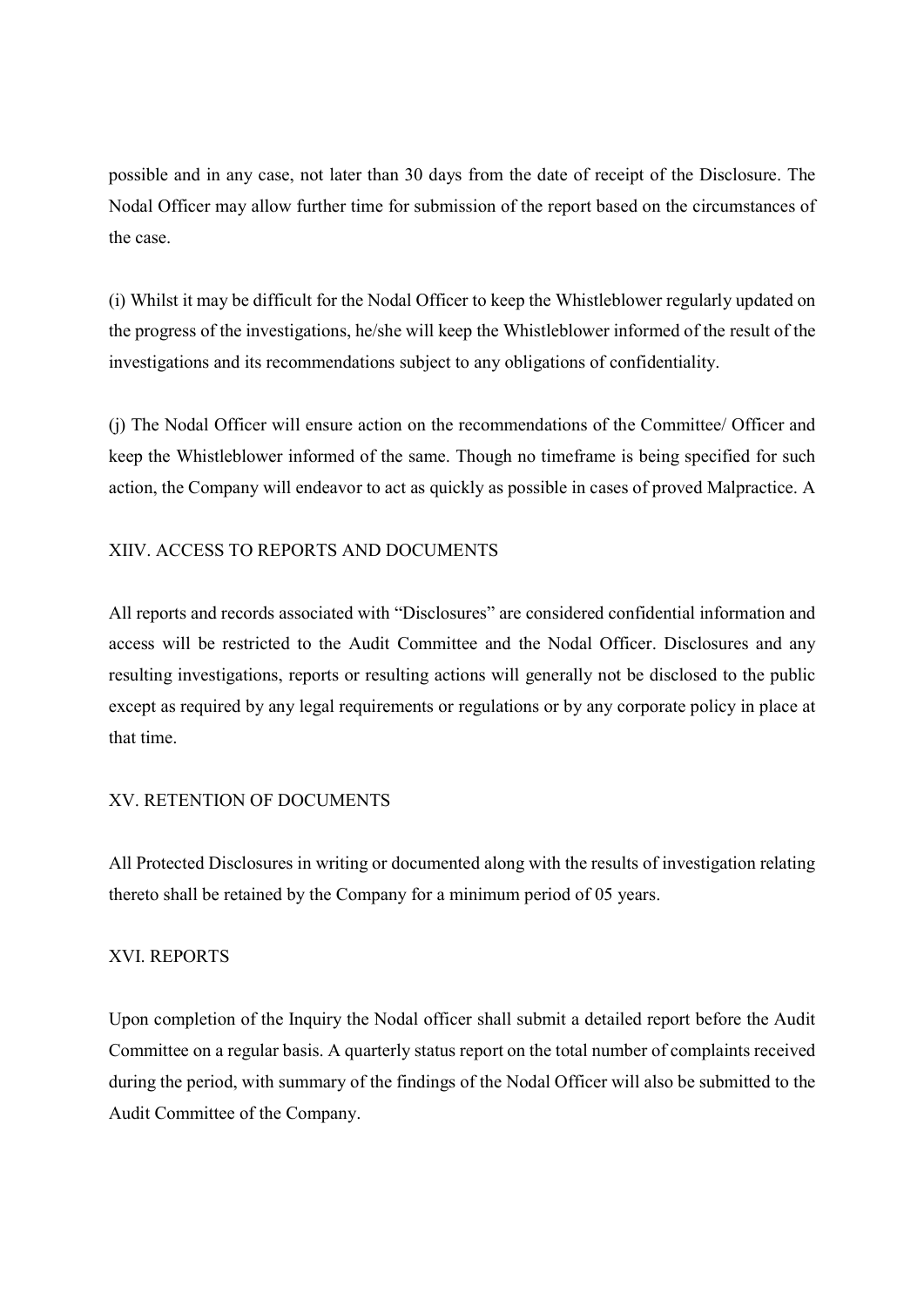possible and in any case, not later than 30 days from the date of receipt of the Disclosure. The Nodal Officer may allow further time for submission of the report based on the circumstances of the case.

(i) Whilst it may be difficult for the Nodal Officer to keep the Whistleblower regularly updated on the progress of the investigations, he/she will keep the Whistleblower informed of the result of the investigations and its recommendations subject to any obligations of confidentiality.

(j) The Nodal Officer will ensure action on the recommendations of the Committee/ Officer and keep the Whistleblower informed of the same. Though no timeframe is being specified for such action, the Company will endeavor to act as quickly as possible in cases of proved Malpractice. A

## XIIV. ACCESS TO REPORTS AND DOCUMENTS

All reports and records associated with "Disclosures" are considered confidential information and access will be restricted to the Audit Committee and the Nodal Officer. Disclosures and any resulting investigations, reports or resulting actions will generally not be disclosed to the public except as required by any legal requirements or regulations or by any corporate policy in place at that time.

## XV. RETENTION OF DOCUMENTS

All Protected Disclosures in writing or documented along with the results of investigation relating thereto shall be retained by the Company for a minimum period of 05 years.

## XVI. REPORTS

Upon completion of the Inquiry the Nodal officer shall submit a detailed report before the Audit Committee on a regular basis. A quarterly status report on the total number of complaints received during the period, with summary of the findings of the Nodal Officer will also be submitted to the Audit Committee of the Company.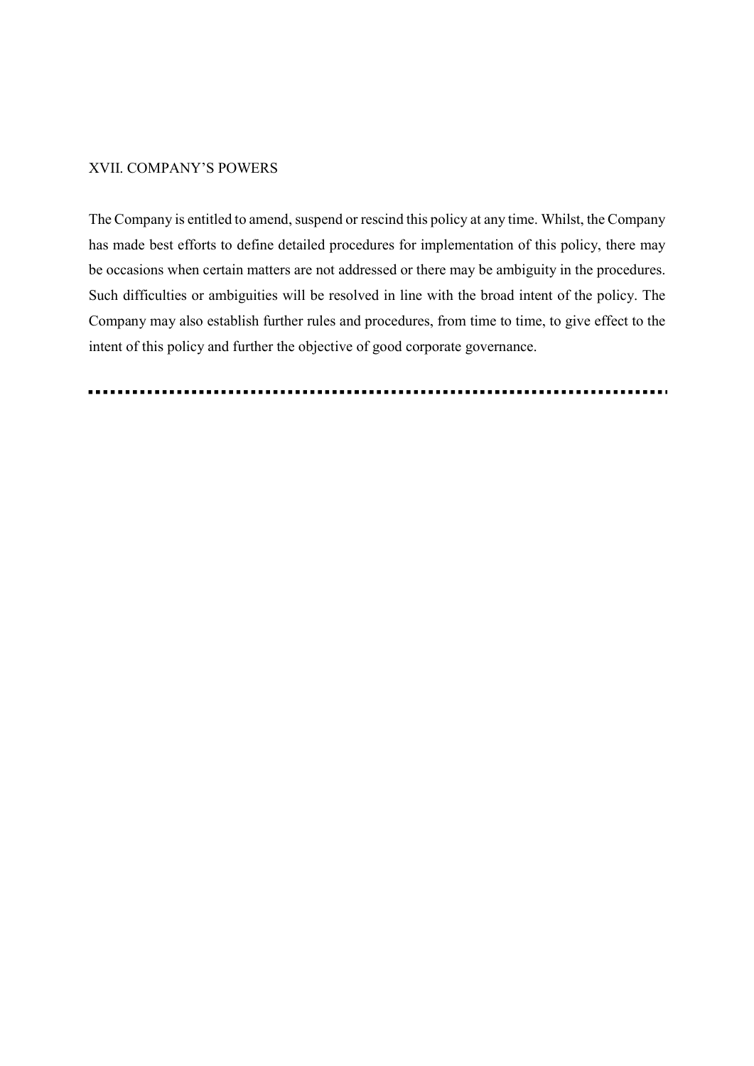## XVII. COMPANY'S POWERS

The Company is entitled to amend, suspend or rescind this policy at any time. Whilst, the Company has made best efforts to define detailed procedures for implementation of this policy, there may be occasions when certain matters are not addressed or there may be ambiguity in the procedures. Such difficulties or ambiguities will be resolved in line with the broad intent of the policy. The Company may also establish further rules and procedures, from time to time, to give effect to the intent of this policy and further the objective of good corporate governance.